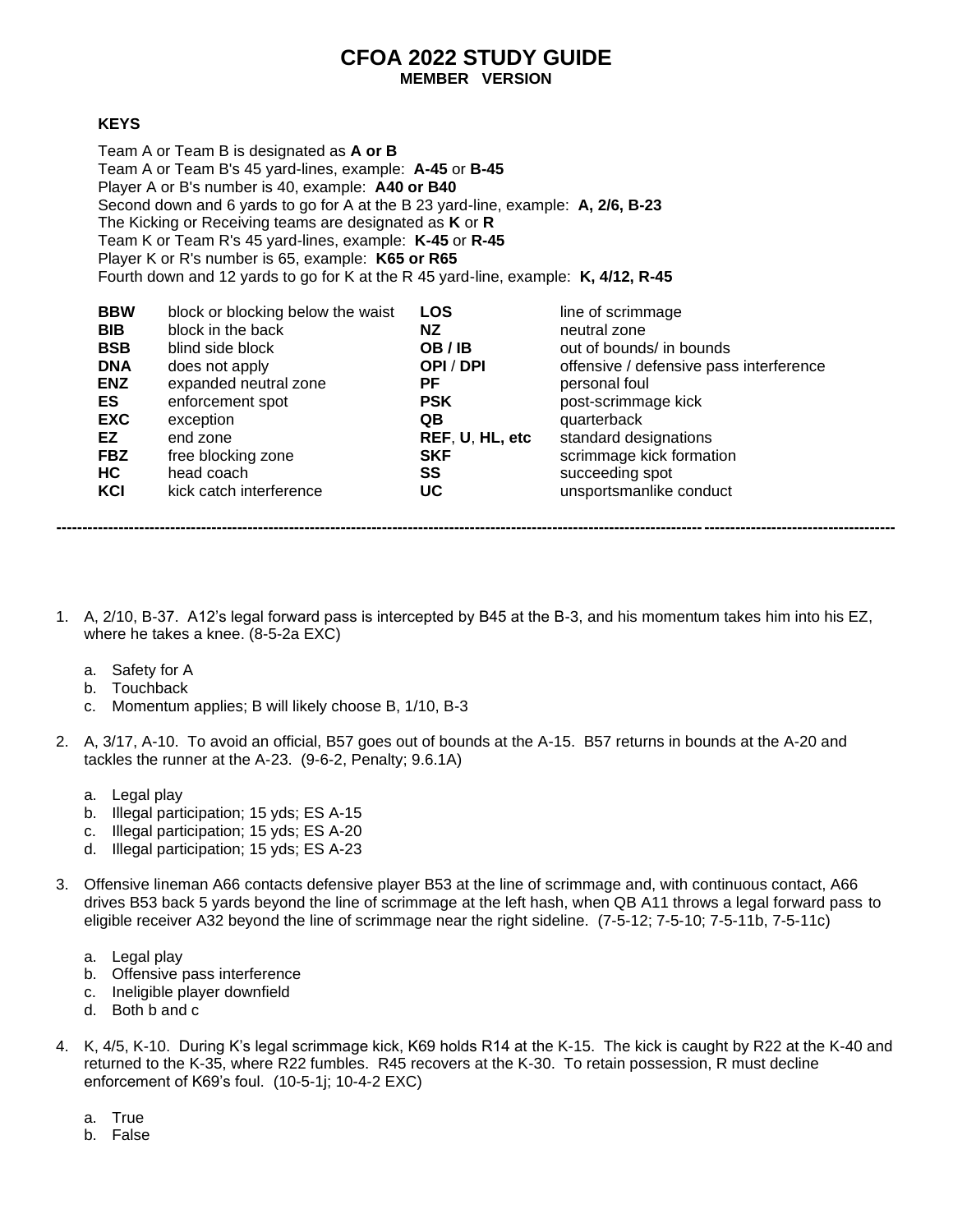# CFOA 2022 STUDY GUIDE

**MEMBER VERSION**

**KEYS**

Team A or Team B is designated as **A or B**
Team A or Team B's 45 yard-lines, example: **A-45** or **B-45**
Player A or B's number is 40, example: **A40 or B40**
Second down and 6 yards to go for A at the B 23 yard-line, example: **A, 2/6, B-23**
The Kicking or Receiving teams are designated as **K** or **R**
Team K or Team R's 45 yard-lines, example: **K-45** or **R-45**
Player K or R's number is 65, example: **K65 or R65**
Fourth down and 12 yards to go for K at the R 45 yard-line, example: **K, 4/12, R-45**

| | | | |
|---|---|---|---|
| **BBW** | block or blocking below the waist | **LOS** | line of scrimmage |
| **BIB** | block in the back | **NZ** | neutral zone |
| **BSB** | blind side block | **OB / IB** | out of bounds/ in bounds |
| **DNA** | does not apply | **OPI / DPI** | offensive / defensive pass interference |
| **ENZ** | expanded neutral zone | **PF** | personal foul |
| **ES** | enforcement spot | **PSK** | post-scrimmage kick |
| **EXC** | exception | **QB** | quarterback |
| **EZ** | end zone | **REF**, **U**, **HL, etc** | standard designations |
| **FBZ** | free blocking zone | **SKF** | scrimmage kick formation |
| **HC** | head coach | **SS** | succeeding spot |
| **KCI** | kick catch interference | **UC** | unsportsmanlike conduct |

---

1. A, 2/10, B-37. A12's legal forward pass is intercepted by B45 at the B-3, and his momentum takes him into his EZ, where he takes a knee. (8-5-2a EXC)

   a. Safety for A
   b. Touchback
   c. Momentum applies; B will likely choose B, 1/10, B-3

2. A, 3/17, A-10. To avoid an official, B57 goes out of bounds at the A-15. B57 returns in bounds at the A-20 and tackles the runner at the A-23. (9-6-2, Penalty; 9.6.1A)

   a. Legal play
   b. Illegal participation; 15 yds; ES A-15
   c. Illegal participation; 15 yds; ES A-20
   d. Illegal participation; 15 yds; ES A-23

3. Offensive lineman A66 contacts defensive player B53 at the line of scrimmage and, with continuous contact, A66 drives B53 back 5 yards beyond the line of scrimmage at the left hash, when QB A11 throws a legal forward pass to eligible receiver A32 beyond the line of scrimmage near the right sideline. (7-5-12; 7-5-10; 7-5-11b, 7-5-11c)

   a. Legal play
   b. Offensive pass interference
   c. Ineligible player downfield
   d. Both b and c

4. K, 4/5, K-10. During K's legal scrimmage kick, K69 holds R14 at the K-15. The kick is caught by R22 at the K-40 and returned to the K-35, where R22 fumbles. R45 recovers at the K-30. To retain possession, R must decline enforcement of K69's foul. (10-5-1j; 10-4-2 EXC)

   a. True
   b. False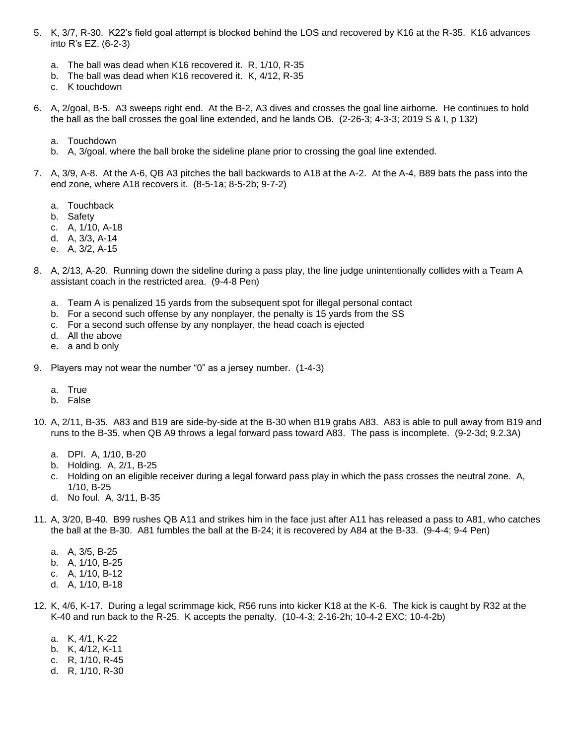5. K, 3/7, R-30. K22's field goal attempt is blocked behind the LOS and recovered by K16 at the R-35. K16 advances into R's EZ. (6-2-3)

   a. The ball was dead when K16 recovered it. R, 1/10, R-35
   b. The ball was dead when K16 recovered it. K, 4/12, R-35
   c. K touchdown

6. A, 2/goal, B-5. A3 sweeps right end. At the B-2, A3 dives and crosses the goal line airborne. He continues to hold the ball as the ball crosses the goal line extended, and he lands OB. (2-26-3; 4-3-3; 2019 S & I, p 132)

   a. Touchdown
   b. A, 3/goal, where the ball broke the sideline plane prior to crossing the goal line extended.

7. A, 3/9, A-8. At the A-6, QB A3 pitches the ball backwards to A18 at the A-2. At the A-4, B89 bats the pass into the end zone, where A18 recovers it. (8-5-1a; 8-5-2b; 9-7-2)

   a. Touchback
   b. Safety
   c. A, 1/10, A-18
   d. A, 3/3, A-14
   e. A, 3/2, A-15

8. A, 2/13, A-20. Running down the sideline during a pass play, the line judge unintentionally collides with a Team A assistant coach in the restricted area. (9-4-8 Pen)

   a. Team A is penalized 15 yards from the subsequent spot for illegal personal contact
   b. For a second such offense by any nonplayer, the penalty is 15 yards from the SS
   c. For a second such offense by any nonplayer, the head coach is ejected
   d. All the above
   e. a and b only

9. Players may not wear the number "0" as a jersey number. (1-4-3)

   a. True
   b. False

10. A, 2/11, B-35. A83 and B19 are side-by-side at the B-30 when B19 grabs A83. A83 is able to pull away from B19 and runs to the B-35, when QB A9 throws a legal forward pass toward A83. The pass is incomplete. (9-2-3d; 9.2.3A)

    a. DPI. A, 1/10, B-20
    b. Holding. A, 2/1, B-25
    c. Holding on an eligible receiver during a legal forward pass play in which the pass crosses the neutral zone. A, 1/10, B-25
    d. No foul. A, 3/11, B-35

11. A, 3/20, B-40. B99 rushes QB A11 and strikes him in the face just after A11 has released a pass to A81, who catches the ball at the B-30. A81 fumbles the ball at the B-24; it is recovered by A84 at the B-33. (9-4-4; 9-4 Pen)

    a. A, 3/5, B-25
    b. A, 1/10, B-25
    c. A, 1/10, B-12
    d. A, 1/10, B-18

12. K, 4/6, K-17. During a legal scrimmage kick, R56 runs into kicker K18 at the K-6. The kick is caught by R32 at the K-40 and run back to the R-25. K accepts the penalty. (10-4-3; 2-16-2h; 10-4-2 EXC; 10-4-2b)

    a. K, 4/1, K-22
    b. K, 4/12, K-11
    c. R, 1/10, R-45
    d. R, 1/10, R-30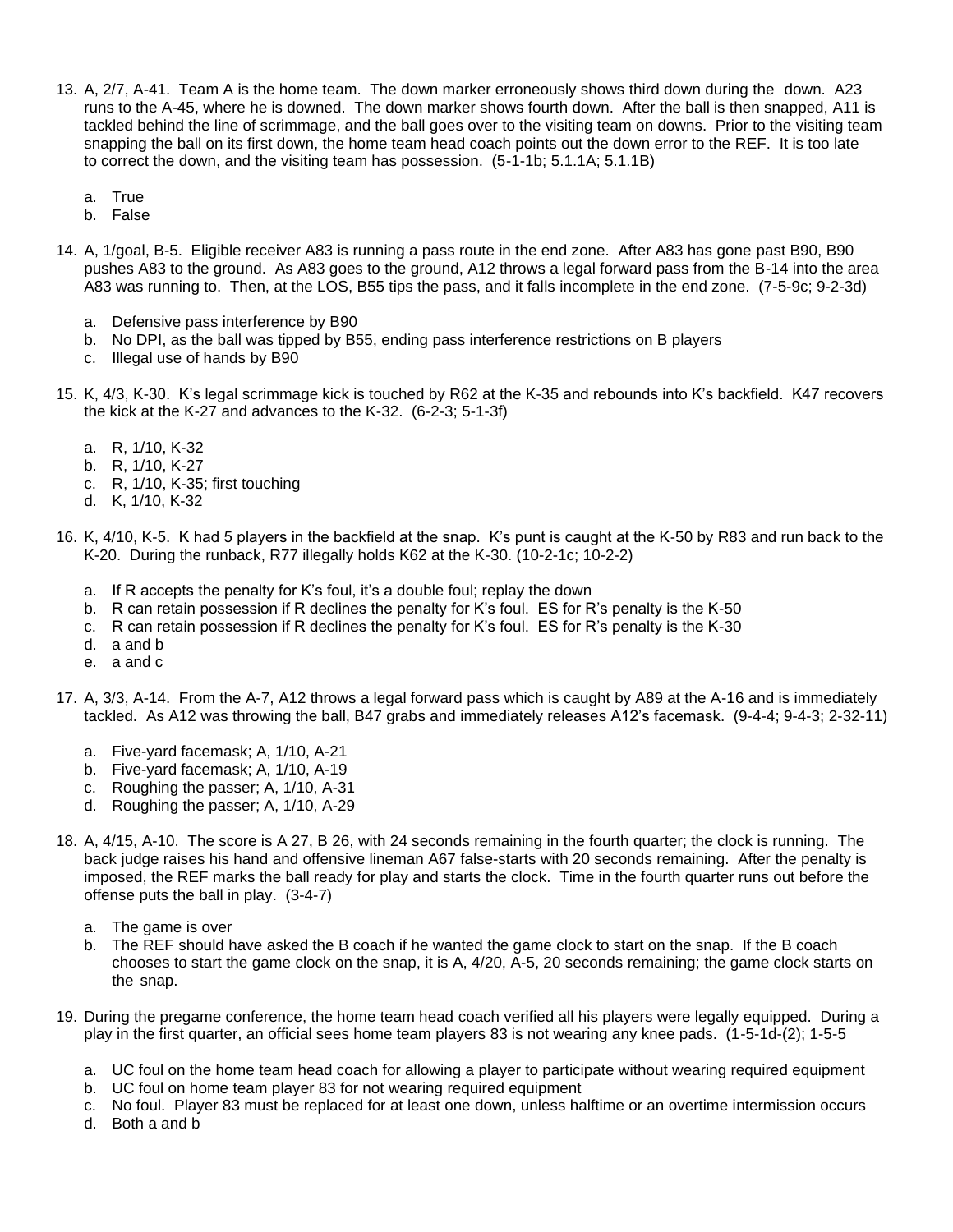13. A, 2/7, A-41. Team A is the home team. The down marker erroneously shows third down during the down. A23 runs to the A-45, where he is downed. The down marker shows fourth down. After the ball is then snapped, A11 is tackled behind the line of scrimmage, and the ball goes over to the visiting team on downs. Prior to the visiting team snapping the ball on its first down, the home team head coach points out the down error to the REF. It is too late to correct the down, and the visiting team has possession. (5-1-1b; 5.1.1A; 5.1.1B)

    a. True
    b. False

14. A, 1/goal, B-5. Eligible receiver A83 is running a pass route in the end zone. After A83 has gone past B90, B90 pushes A83 to the ground. As A83 goes to the ground, A12 throws a legal forward pass from the B-14 into the area A83 was running to. Then, at the LOS, B55 tips the pass, and it falls incomplete in the end zone. (7-5-9c; 9-2-3d)

    a. Defensive pass interference by B90
    b. No DPI, as the ball was tipped by B55, ending pass interference restrictions on B players
    c. Illegal use of hands by B90

15. K, 4/3, K-30. K's legal scrimmage kick is touched by R62 at the K-35 and rebounds into K's backfield. K47 recovers the kick at the K-27 and advances to the K-32. (6-2-3; 5-1-3f)

    a. R, 1/10, K-32
    b. R, 1/10, K-27
    c. R, 1/10, K-35; first touching
    d. K, 1/10, K-32

16. K, 4/10, K-5. K had 5 players in the backfield at the snap. K's punt is caught at the K-50 by R83 and run back to the K-20. During the runback, R77 illegally holds K62 at the K-30. (10-2-1c; 10-2-2)

    a. If R accepts the penalty for K's foul, it's a double foul; replay the down
    b. R can retain possession if R declines the penalty for K's foul. ES for R's penalty is the K-50
    c. R can retain possession if R declines the penalty for K's foul. ES for R's penalty is the K-30
    d. a and b
    e. a and c

17. A, 3/3, A-14. From the A-7, A12 throws a legal forward pass which is caught by A89 at the A-16 and is immediately tackled. As A12 was throwing the ball, B47 grabs and immediately releases A12's facemask. (9-4-4; 9-4-3; 2-32-11)

    a. Five-yard facemask; A, 1/10, A-21
    b. Five-yard facemask; A, 1/10, A-19
    c. Roughing the passer; A, 1/10, A-31
    d. Roughing the passer; A, 1/10, A-29

18. A, 4/15, A-10. The score is A 27, B 26, with 24 seconds remaining in the fourth quarter; the clock is running. The back judge raises his hand and offensive lineman A67 false-starts with 20 seconds remaining. After the penalty is imposed, the REF marks the ball ready for play and starts the clock. Time in the fourth quarter runs out before the offense puts the ball in play. (3-4-7)

    a. The game is over
    b. The REF should have asked the B coach if he wanted the game clock to start on the snap. If the B coach chooses to start the game clock on the snap, it is A, 4/20, A-5, 20 seconds remaining; the game clock starts on the snap.

19. During the pregame conference, the home team head coach verified all his players were legally equipped. During a play in the first quarter, an official sees home team players 83 is not wearing any knee pads. (1-5-1d-(2); 1-5-5

    a. UC foul on the home team head coach for allowing a player to participate without wearing required equipment
    b. UC foul on home team player 83 for not wearing required equipment
    c. No foul. Player 83 must be replaced for at least one down, unless halftime or an overtime intermission occurs
    d. Both a and b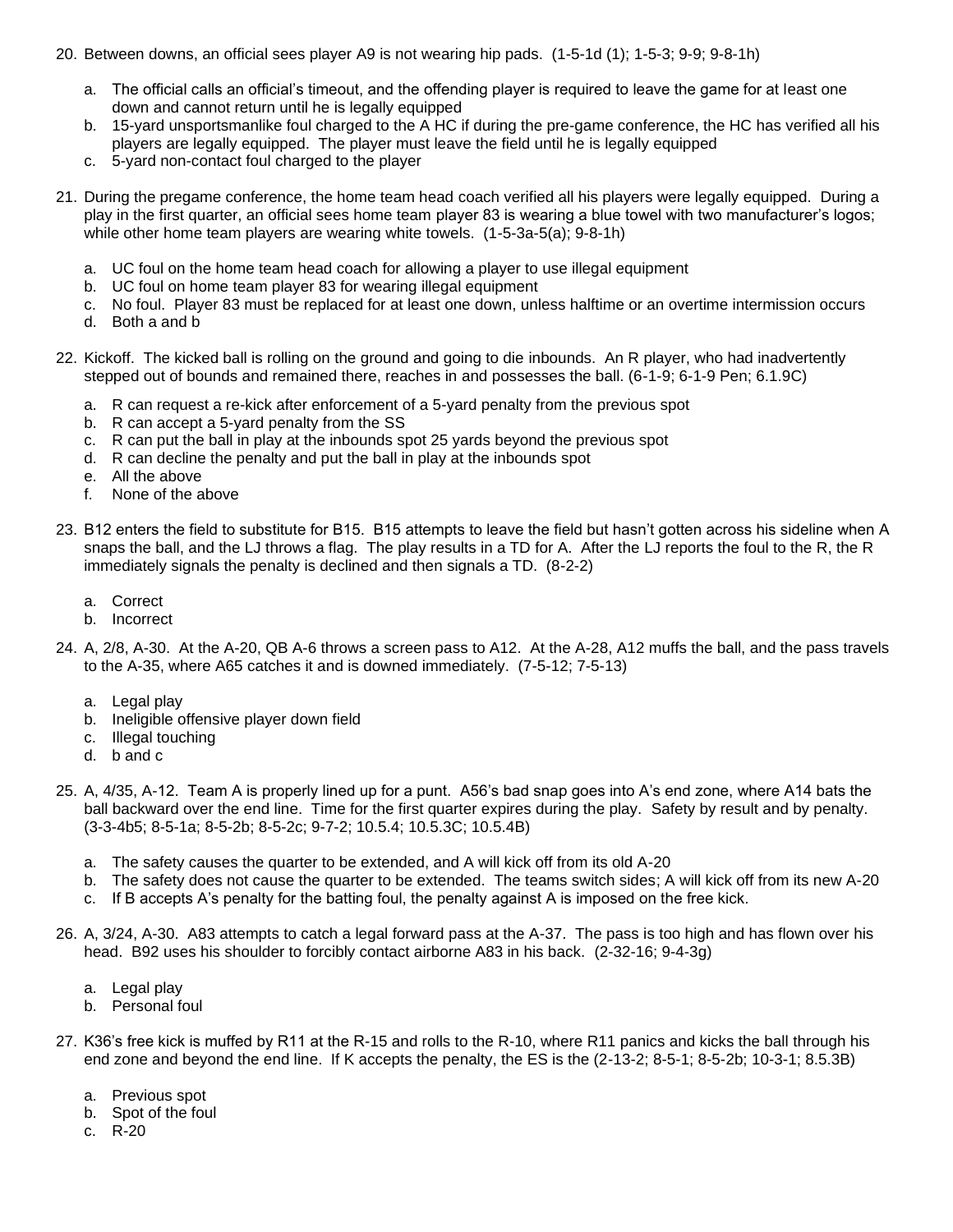20. Between downs, an official sees player A9 is not wearing hip pads. (1-5-1d (1); 1-5-3; 9-9; 9-8-1h)

    a. The official calls an official's timeout, and the offending player is required to leave the game for at least one down and cannot return until he is legally equipped
    b. 15-yard unsportsmanlike foul charged to the A HC if during the pre-game conference, the HC has verified all his players are legally equipped. The player must leave the field until he is legally equipped
    c. 5-yard non-contact foul charged to the player

21. During the pregame conference, the home team head coach verified all his players were legally equipped. During a play in the first quarter, an official sees home team player 83 is wearing a blue towel with two manufacturer's logos; while other home team players are wearing white towels. (1-5-3a-5(a); 9-8-1h)

    a. UC foul on the home team head coach for allowing a player to use illegal equipment
    b. UC foul on home team player 83 for wearing illegal equipment
    c. No foul. Player 83 must be replaced for at least one down, unless halftime or an overtime intermission occurs
    d. Both a and b

22. Kickoff. The kicked ball is rolling on the ground and going to die inbounds. An R player, who had inadvertently stepped out of bounds and remained there, reaches in and possesses the ball. (6-1-9; 6-1-9 Pen; 6.1.9C)

    a. R can request a re-kick after enforcement of a 5-yard penalty from the previous spot
    b. R can accept a 5-yard penalty from the SS
    c. R can put the ball in play at the inbounds spot 25 yards beyond the previous spot
    d. R can decline the penalty and put the ball in play at the inbounds spot
    e. All the above
    f. None of the above

23. B12 enters the field to substitute for B15. B15 attempts to leave the field but hasn't gotten across his sideline when A snaps the ball, and the LJ throws a flag. The play results in a TD for A. After the LJ reports the foul to the R, the R immediately signals the penalty is declined and then signals a TD. (8-2-2)

    a. Correct
    b. Incorrect

24. A, 2/8, A-30. At the A-20, QB A-6 throws a screen pass to A12. At the A-28, A12 muffs the ball, and the pass travels to the A-35, where A65 catches it and is downed immediately. (7-5-12; 7-5-13)

    a. Legal play
    b. Ineligible offensive player down field
    c. Illegal touching
    d. b and c

25. A, 4/35, A-12. Team A is properly lined up for a punt. A56's bad snap goes into A's end zone, where A14 bats the ball backward over the end line. Time for the first quarter expires during the play. Safety by result and by penalty. (3-3-4b5; 8-5-1a; 8-5-2b; 8-5-2c; 9-7-2; 10.5.4; 10.5.3C; 10.5.4B)

    a. The safety causes the quarter to be extended, and A will kick off from its old A-20
    b. The safety does not cause the quarter to be extended. The teams switch sides; A will kick off from its new A-20
    c. If B accepts A's penalty for the batting foul, the penalty against A is imposed on the free kick.

26. A, 3/24, A-30. A83 attempts to catch a legal forward pass at the A-37. The pass is too high and has flown over his head. B92 uses his shoulder to forcibly contact airborne A83 in his back. (2-32-16; 9-4-3g)

    a. Legal play
    b. Personal foul

27. K36's free kick is muffed by R11 at the R-15 and rolls to the R-10, where R11 panics and kicks the ball through his end zone and beyond the end line. If K accepts the penalty, the ES is the (2-13-2; 8-5-1; 8-5-2b; 10-3-1; 8.5.3B)

    a. Previous spot
    b. Spot of the foul
    c. R-20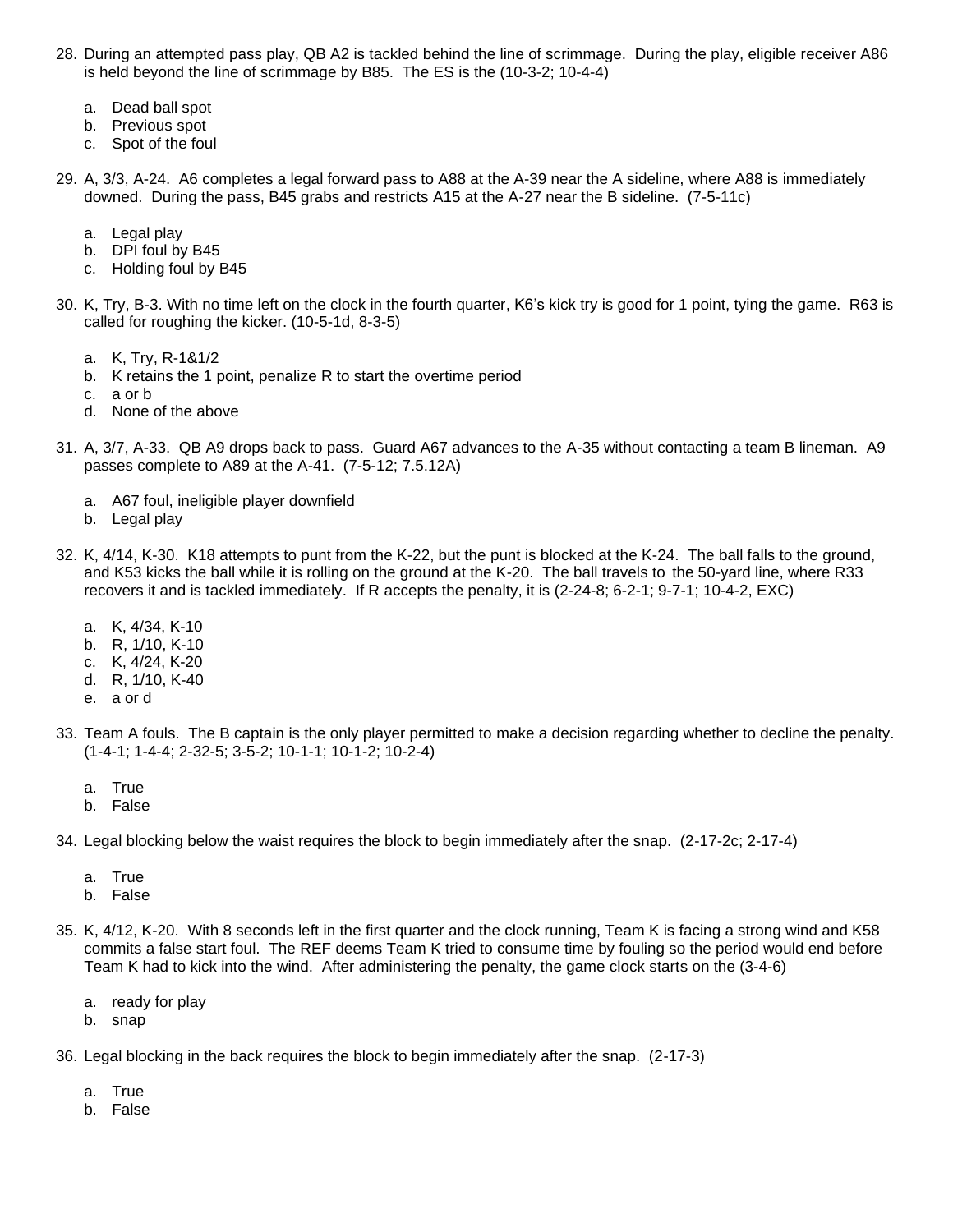28. During an attempted pass play, QB A2 is tackled behind the line of scrimmage. During the play, eligible receiver A86 is held beyond the line of scrimmage by B85. The ES is the (10-3-2; 10-4-4)

    a. Dead ball spot
    b. Previous spot
    c. Spot of the foul

29. A, 3/3, A-24. A6 completes a legal forward pass to A88 at the A-39 near the A sideline, where A88 is immediately downed. During the pass, B45 grabs and restricts A15 at the A-27 near the B sideline. (7-5-11c)

    a. Legal play
    b. DPI foul by B45
    c. Holding foul by B45

30. K, Try, B-3. With no time left on the clock in the fourth quarter, K6's kick try is good for 1 point, tying the game. R63 is called for roughing the kicker. (10-5-1d, 8-3-5)

    a. K, Try, R-1&1/2
    b. K retains the 1 point, penalize R to start the overtime period
    c. a or b
    d. None of the above

31. A, 3/7, A-33. QB A9 drops back to pass. Guard A67 advances to the A-35 without contacting a team B lineman. A9 passes complete to A89 at the A-41. (7-5-12; 7.5.12A)

    a. A67 foul, ineligible player downfield
    b. Legal play

32. K, 4/14, K-30. K18 attempts to punt from the K-22, but the punt is blocked at the K-24. The ball falls to the ground, and K53 kicks the ball while it is rolling on the ground at the K-20. The ball travels to the 50-yard line, where R33 recovers it and is tackled immediately. If R accepts the penalty, it is (2-24-8; 6-2-1; 9-7-1; 10-4-2, EXC)

    a. K, 4/34, K-10
    b. R, 1/10, K-10
    c. K, 4/24, K-20
    d. R, 1/10, K-40
    e. a or d

33. Team A fouls. The B captain is the only player permitted to make a decision regarding whether to decline the penalty. (1-4-1; 1-4-4; 2-32-5; 3-5-2; 10-1-1; 10-1-2; 10-2-4)

    a. True
    b. False

34. Legal blocking below the waist requires the block to begin immediately after the snap. (2-17-2c; 2-17-4)

    a. True
    b. False

35. K, 4/12, K-20. With 8 seconds left in the first quarter and the clock running, Team K is facing a strong wind and K58 commits a false start foul. The REF deems Team K tried to consume time by fouling so the period would end before Team K had to kick into the wind. After administering the penalty, the game clock starts on the (3-4-6)

    a. ready for play
    b. snap

36. Legal blocking in the back requires the block to begin immediately after the snap. (2-17-3)

    a. True
    b. False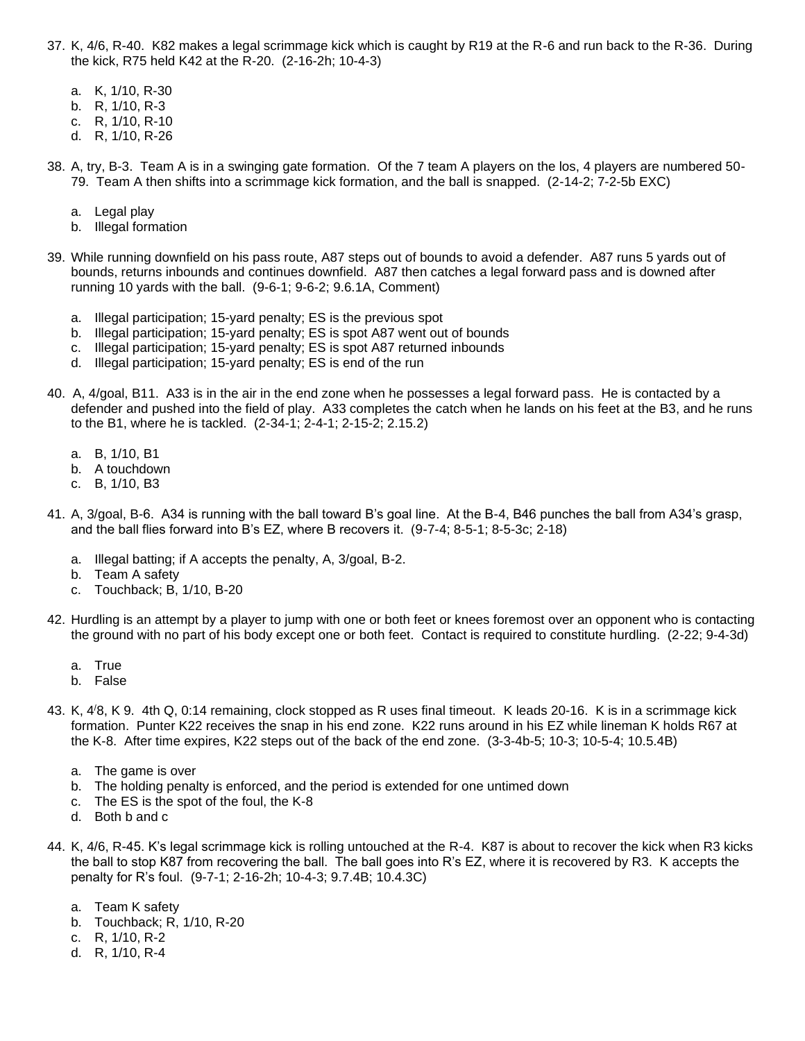37. K, 4/6, R-40. K82 makes a legal scrimmage kick which is caught by R19 at the R-6 and run back to the R-36. During the kick, R75 held K42 at the R-20. (2-16-2h; 10-4-3)

    a. K, 1/10, R-30
    b. R, 1/10, R-3
    c. R, 1/10, R-10
    d. R, 1/10, R-26

38. A, try, B-3. Team A is in a swinging gate formation. Of the 7 team A players on the los, 4 players are numbered 50-79. Team A then shifts into a scrimmage kick formation, and the ball is snapped. (2-14-2; 7-2-5b EXC)

    a. Legal play
    b. Illegal formation

39. While running downfield on his pass route, A87 steps out of bounds to avoid a defender. A87 runs 5 yards out of bounds, returns inbounds and continues downfield. A87 then catches a legal forward pass and is downed after running 10 yards with the ball. (9-6-1; 9-6-2; 9.6.1A, Comment)

    a. Illegal participation; 15-yard penalty; ES is the previous spot
    b. Illegal participation; 15-yard penalty; ES is spot A87 went out of bounds
    c. Illegal participation; 15-yard penalty; ES is spot A87 returned inbounds
    d. Illegal participation; 15-yard penalty; ES is end of the run

40. A, 4/goal, B11. A33 is in the air in the end zone when he possesses a legal forward pass. He is contacted by a defender and pushed into the field of play. A33 completes the catch when he lands on his feet at the B3, and he runs to the B1, where he is tackled. (2-34-1; 2-4-1; 2-15-2; 2.15.2)

    a. B, 1/10, B1
    b. A touchdown
    c. B, 1/10, B3

41. A, 3/goal, B-6. A34 is running with the ball toward B's goal line. At the B-4, B46 punches the ball from A34's grasp, and the ball flies forward into B's EZ, where B recovers it. (9-7-4; 8-5-1; 8-5-3c; 2-18)

    a. Illegal batting; if A accepts the penalty, A, 3/goal, B-2.
    b. Team A safety
    c. Touchback; B, 1/10, B-20

42. Hurdling is an attempt by a player to jump with one or both feet or knees foremost over an opponent who is contacting the ground with no part of his body except one or both feet. Contact is required to constitute hurdling. (2-22; 9-4-3d)

    a. True
    b. False

43. K, 4/8, K 9. 4th Q, 0:14 remaining, clock stopped as R uses final timeout. K leads 20-16. K is in a scrimmage kick formation. Punter K22 receives the snap in his end zone. K22 runs around in his EZ while lineman K holds R67 at the K-8. After time expires, K22 steps out of the back of the end zone. (3-3-4b-5; 10-3; 10-5-4; 10.5.4B)

    a. The game is over
    b. The holding penalty is enforced, and the period is extended for one untimed down
    c. The ES is the spot of the foul, the K-8
    d. Both b and c

44. K, 4/6, R-45. K's legal scrimmage kick is rolling untouched at the R-4. K87 is about to recover the kick when R3 kicks the ball to stop K87 from recovering the ball. The ball goes into R's EZ, where it is recovered by R3. K accepts the penalty for R's foul. (9-7-1; 2-16-2h; 10-4-3; 9.7.4B; 10.4.3C)

    a. Team K safety
    b. Touchback; R, 1/10, R-20
    c. R, 1/10, R-2
    d. R, 1/10, R-4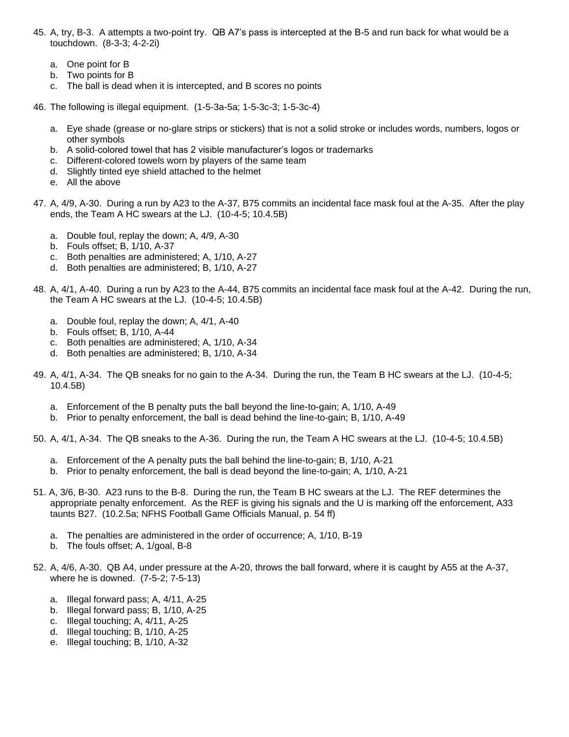45. A, try, B-3. A attempts a two-point try. QB A7's pass is intercepted at the B-5 and run back for what would be a touchdown. (8-3-3; 4-2-2i)

    a. One point for B
    b. Two points for B
    c. The ball is dead when it is intercepted, and B scores no points

46. The following is illegal equipment. (1-5-3a-5a; 1-5-3c-3; 1-5-3c-4)

    a. Eye shade (grease or no-glare strips or stickers) that is not a solid stroke or includes words, numbers, logos or other symbols
    b. A solid-colored towel that has 2 visible manufacturer's logos or trademarks
    c. Different-colored towels worn by players of the same team
    d. Slightly tinted eye shield attached to the helmet
    e. All the above

47. A, 4/9, A-30. During a run by A23 to the A-37, B75 commits an incidental face mask foul at the A-35. After the play ends, the Team A HC swears at the LJ. (10-4-5; 10.4.5B)

    a. Double foul, replay the down; A, 4/9, A-30
    b. Fouls offset; B, 1/10, A-37
    c. Both penalties are administered; A, 1/10, A-27
    d. Both penalties are administered; B, 1/10, A-27

48. A, 4/1, A-40. During a run by A23 to the A-44, B75 commits an incidental face mask foul at the A-42. During the run, the Team A HC swears at the LJ. (10-4-5; 10.4.5B)

    a. Double foul, replay the down; A, 4/1, A-40
    b. Fouls offset; B, 1/10, A-44
    c. Both penalties are administered; A, 1/10, A-34
    d. Both penalties are administered; B, 1/10, A-34

49. A, 4/1, A-34. The QB sneaks for no gain to the A-34. During the run, the Team B HC swears at the LJ. (10-4-5; 10.4.5B)

    a. Enforcement of the B penalty puts the ball beyond the line-to-gain; A, 1/10, A-49
    b. Prior to penalty enforcement, the ball is dead behind the line-to-gain; B, 1/10, A-49

50. A, 4/1, A-34. The QB sneaks to the A-36. During the run, the Team A HC swears at the LJ. (10-4-5; 10.4.5B)

    a. Enforcement of the A penalty puts the ball behind the line-to-gain; B, 1/10, A-21
    b. Prior to penalty enforcement, the ball is dead beyond the line-to-gain; A, 1/10, A-21

51. A, 3/6, B-30. A23 runs to the B-8. During the run, the Team B HC swears at the LJ. The REF determines the appropriate penalty enforcement. As the REF is giving his signals and the U is marking off the enforcement, A33 taunts B27. (10.2.5a; NFHS Football Game Officials Manual, p. 54 ff)

    a. The penalties are administered in the order of occurrence; A, 1/10, B-19
    b. The fouls offset; A, 1/goal, B-8

52. A, 4/6, A-30. QB A4, under pressure at the A-20, throws the ball forward, where it is caught by A55 at the A-37, where he is downed. (7-5-2; 7-5-13)

    a. Illegal forward pass; A, 4/11, A-25
    b. Illegal forward pass; B, 1/10, A-25
    c. Illegal touching; A, 4/11, A-25
    d. Illegal touching; B, 1/10, A-25
    e. Illegal touching; B, 1/10, A-32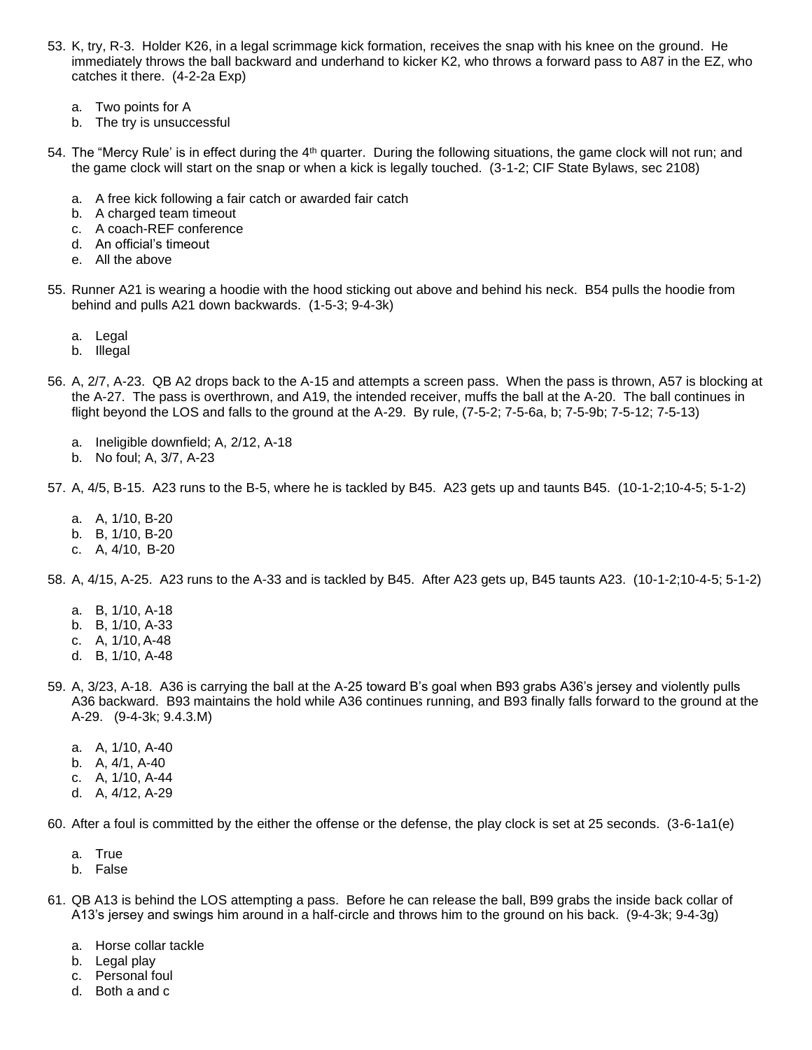53. K, try, R-3. Holder K26, in a legal scrimmage kick formation, receives the snap with his knee on the ground. He immediately throws the ball backward and underhand to kicker K2, who throws a forward pass to A87 in the EZ, who catches it there. (4-2-2a Exp)

    a. Two points for A
    b. The try is unsuccessful

54. The “Mercy Rule’ is in effect during the 4th quarter. During the following situations, the game clock will not run; and the game clock will start on the snap or when a kick is legally touched. (3-1-2; CIF State Bylaws, sec 2108)

    a. A free kick following a fair catch or awarded fair catch
    b. A charged team timeout
    c. A coach-REF conference
    d. An official’s timeout
    e. All the above

55. Runner A21 is wearing a hoodie with the hood sticking out above and behind his neck. B54 pulls the hoodie from behind and pulls A21 down backwards. (1-5-3; 9-4-3k)

    a. Legal
    b. Illegal

56. A, 2/7, A-23. QB A2 drops back to the A-15 and attempts a screen pass. When the pass is thrown, A57 is blocking at the A-27. The pass is overthrown, and A19, the intended receiver, muffs the ball at the A-20. The ball continues in flight beyond the LOS and falls to the ground at the A-29. By rule, (7-5-2; 7-5-6a, b; 7-5-9b; 7-5-12; 7-5-13)

    a. Ineligible downfield; A, 2/12, A-18
    b. No foul; A, 3/7, A-23

57. A, 4/5, B-15. A23 runs to the B-5, where he is tackled by B45. A23 gets up and taunts B45. (10-1-2;10-4-5; 5-1-2)

    a. A, 1/10, B-20
    b. B, 1/10, B-20
    c. A, 4/10, B-20

58. A, 4/15, A-25. A23 runs to the A-33 and is tackled by B45. After A23 gets up, B45 taunts A23. (10-1-2;10-4-5; 5-1-2)

    a. B, 1/10, A-18
    b. B, 1/10, A-33
    c. A, 1/10, A-48
    d. B, 1/10, A-48

59. A, 3/23, A-18. A36 is carrying the ball at the A-25 toward B’s goal when B93 grabs A36’s jersey and violently pulls A36 backward. B93 maintains the hold while A36 continues running, and B93 finally falls forward to the ground at the A-29. (9-4-3k; 9.4.3.M)

    a. A, 1/10, A-40
    b. A, 4/1, A-40
    c. A, 1/10, A-44
    d. A, 4/12, A-29

60. After a foul is committed by the either the offense or the defense, the play clock is set at 25 seconds. (3-6-1a1(e)

    a. True
    b. False

61. QB A13 is behind the LOS attempting a pass. Before he can release the ball, B99 grabs the inside back collar of A13’s jersey and swings him around in a half-circle and throws him to the ground on his back. (9-4-3k; 9-4-3g)

    a. Horse collar tackle
    b. Legal play
    c. Personal foul
    d. Both a and c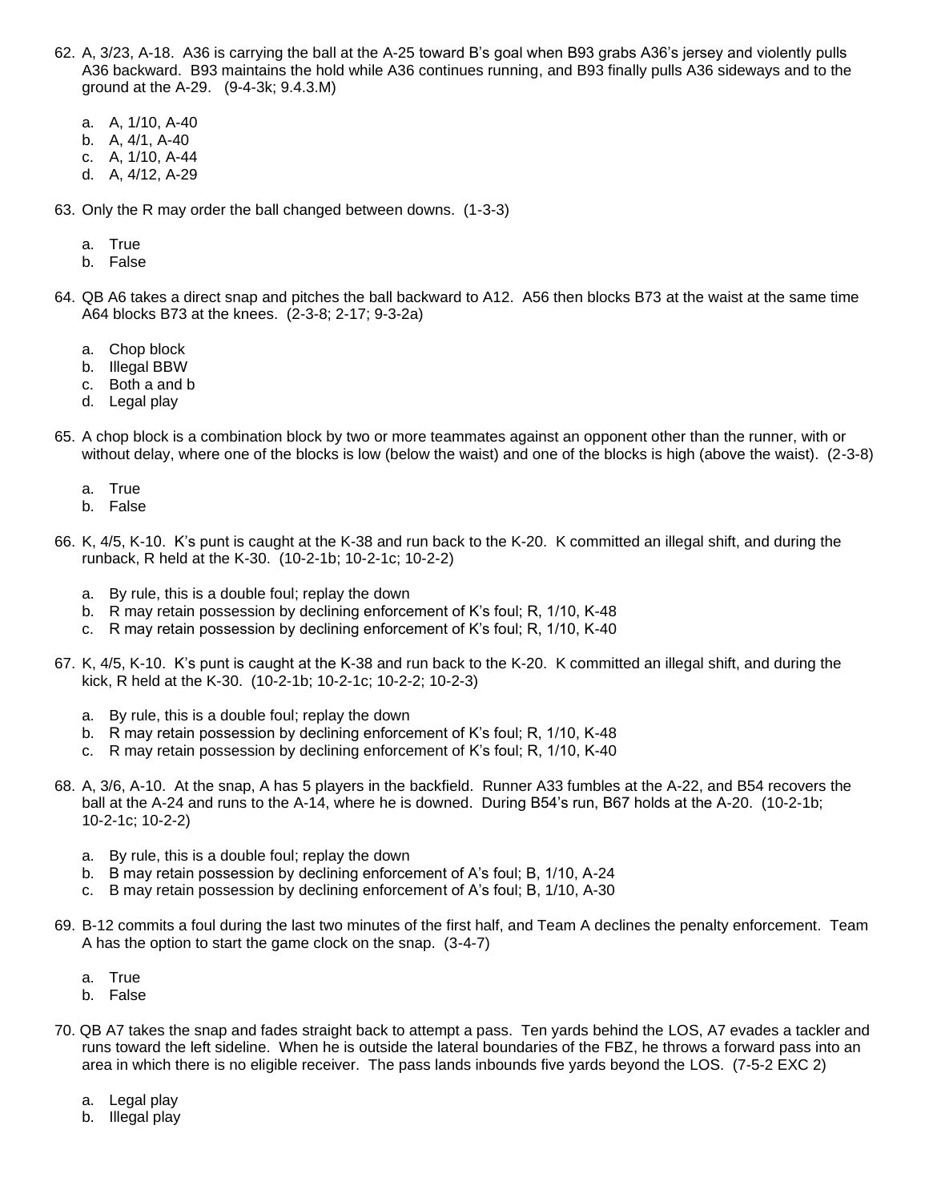62. A, 3/23, A-18. A36 is carrying the ball at the A-25 toward B's goal when B93 grabs A36's jersey and violently pulls A36 backward. B93 maintains the hold while A36 continues running, and B93 finally pulls A36 sideways and to the ground at the A-29. (9-4-3k; 9.4.3.M)

    a. A, 1/10, A-40
    b. A, 4/1, A-40
    c. A, 1/10, A-44
    d. A, 4/12, A-29

63. Only the R may order the ball changed between downs. (1-3-3)

    a. True
    b. False

64. QB A6 takes a direct snap and pitches the ball backward to A12. A56 then blocks B73 at the waist at the same time A64 blocks B73 at the knees. (2-3-8; 2-17; 9-3-2a)

    a. Chop block
    b. Illegal BBW
    c. Both a and b
    d. Legal play

65. A chop block is a combination block by two or more teammates against an opponent other than the runner, with or without delay, where one of the blocks is low (below the waist) and one of the blocks is high (above the waist). (2-3-8)

    a. True
    b. False

66. K, 4/5, K-10. K's punt is caught at the K-38 and run back to the K-20. K committed an illegal shift, and during the runback, R held at the K-30. (10-2-1b; 10-2-1c; 10-2-2)

    a. By rule, this is a double foul; replay the down
    b. R may retain possession by declining enforcement of K's foul; R, 1/10, K-48
    c. R may retain possession by declining enforcement of K's foul; R, 1/10, K-40

67. K, 4/5, K-10. K's punt is caught at the K-38 and run back to the K-20. K committed an illegal shift, and during the kick, R held at the K-30. (10-2-1b; 10-2-1c; 10-2-2; 10-2-3)

    a. By rule, this is a double foul; replay the down
    b. R may retain possession by declining enforcement of K's foul; R, 1/10, K-48
    c. R may retain possession by declining enforcement of K's foul; R, 1/10, K-40

68. A, 3/6, A-10. At the snap, A has 5 players in the backfield. Runner A33 fumbles at the A-22, and B54 recovers the ball at the A-24 and runs to the A-14, where he is downed. During B54's run, B67 holds at the A-20. (10-2-1b; 10-2-1c; 10-2-2)

    a. By rule, this is a double foul; replay the down
    b. B may retain possession by declining enforcement of A's foul; B, 1/10, A-24
    c. B may retain possession by declining enforcement of A's foul; B, 1/10, A-30

69. B-12 commits a foul during the last two minutes of the first half, and Team A declines the penalty enforcement. Team A has the option to start the game clock on the snap. (3-4-7)

    a. True
    b. False

70. QB A7 takes the snap and fades straight back to attempt a pass. Ten yards behind the LOS, A7 evades a tackler and runs toward the left sideline. When he is outside the lateral boundaries of the FBZ, he throws a forward pass into an area in which there is no eligible receiver. The pass lands inbounds five yards beyond the LOS. (7-5-2 EXC 2)

    a. Legal play
    b. Illegal play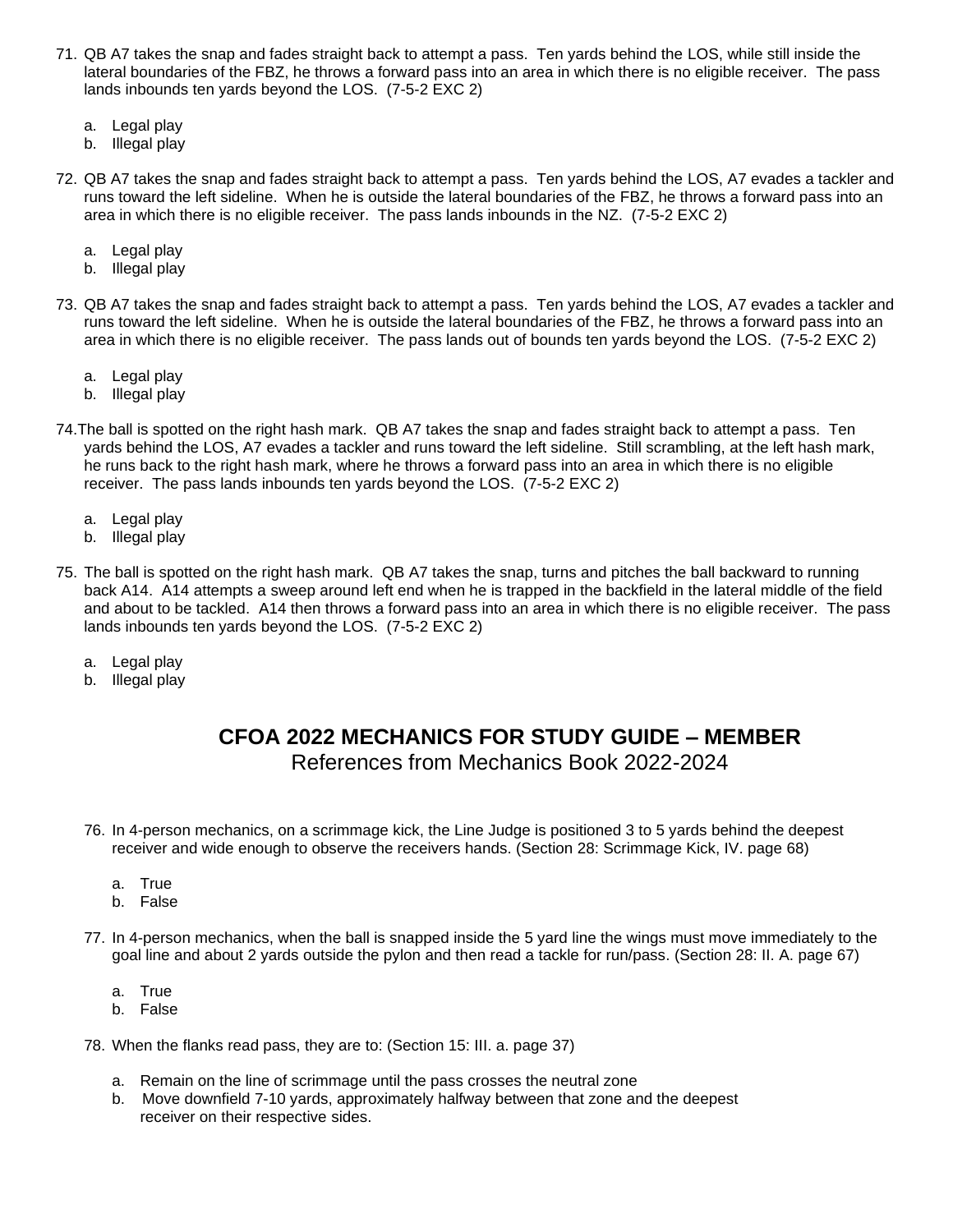71. QB A7 takes the snap and fades straight back to attempt a pass. Ten yards behind the LOS, while still inside the lateral boundaries of the FBZ, he throws a forward pass into an area in which there is no eligible receiver. The pass lands inbounds ten yards beyond the LOS. (7-5-2 EXC 2)

    a. Legal play
    b. Illegal play

72. QB A7 takes the snap and fades straight back to attempt a pass. Ten yards behind the LOS, A7 evades a tackler and runs toward the left sideline. When he is outside the lateral boundaries of the FBZ, he throws a forward pass into an area in which there is no eligible receiver. The pass lands inbounds in the NZ. (7-5-2 EXC 2)

    a. Legal play
    b. Illegal play

73. QB A7 takes the snap and fades straight back to attempt a pass. Ten yards behind the LOS, A7 evades a tackler and runs toward the left sideline. When he is outside the lateral boundaries of the FBZ, he throws a forward pass into an area in which there is no eligible receiver. The pass lands out of bounds ten yards beyond the LOS. (7-5-2 EXC 2)

    a. Legal play
    b. Illegal play

74. The ball is spotted on the right hash mark. QB A7 takes the snap and fades straight back to attempt a pass. Ten yards behind the LOS, A7 evades a tackler and runs toward the left sideline. Still scrambling, at the left hash mark, he runs back to the right hash mark, where he throws a forward pass into an area in which there is no eligible receiver. The pass lands inbounds ten yards beyond the LOS. (7-5-2 EXC 2)

    a. Legal play
    b. Illegal play

75. The ball is spotted on the right hash mark. QB A7 takes the snap, turns and pitches the ball backward to running back A14. A14 attempts a sweep around left end when he is trapped in the backfield in the lateral middle of the field and about to be tackled. A14 then throws a forward pass into an area in which there is no eligible receiver. The pass lands inbounds ten yards beyond the LOS. (7-5-2 EXC 2)

    a. Legal play
    b. Illegal play

## CFOA 2022 MECHANICS FOR STUDY GUIDE – MEMBER

References from Mechanics Book 2022-2024

76. In 4-person mechanics, on a scrimmage kick, the Line Judge is positioned 3 to 5 yards behind the deepest receiver and wide enough to observe the receivers hands. (Section 28: Scrimmage Kick, IV. page 68)

    a. True
    b. False

77. In 4-person mechanics, when the ball is snapped inside the 5 yard line the wings must move immediately to the goal line and about 2 yards outside the pylon and then read a tackle for run/pass. (Section 28: II. A. page 67)

    a. True
    b. False

78. When the flanks read pass, they are to: (Section 15: III. a. page 37)

    a. Remain on the line of scrimmage until the pass crosses the neutral zone
    b. Move downfield 7-10 yards, approximately halfway between that zone and the deepest receiver on their respective sides.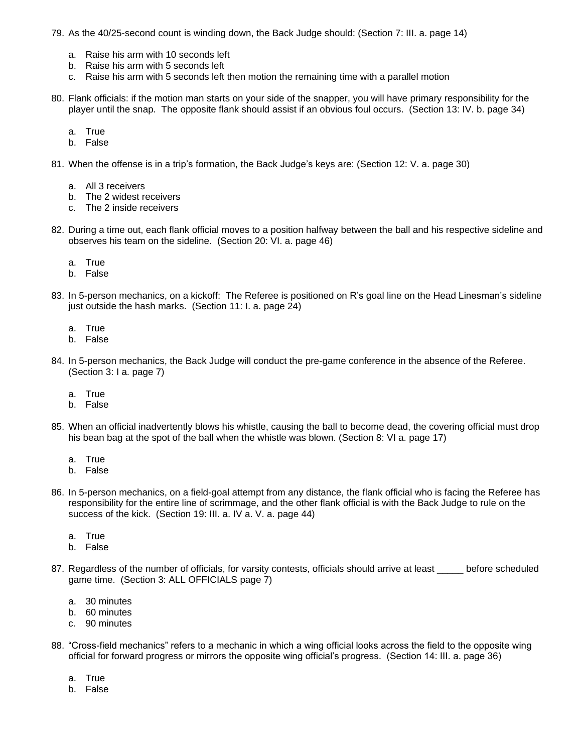79. As the 40/25-second count is winding down, the Back Judge should: (Section 7: III. a. page 14)

    a. Raise his arm with 10 seconds left
    b. Raise his arm with 5 seconds left
    c. Raise his arm with 5 seconds left then motion the remaining time with a parallel motion

80. Flank officials: if the motion man starts on your side of the snapper, you will have primary responsibility for the player until the snap. The opposite flank should assist if an obvious foul occurs. (Section 13: IV. b. page 34)

    a. True
    b. False

81. When the offense is in a trip's formation, the Back Judge's keys are: (Section 12: V. a. page 30)

    a. All 3 receivers
    b. The 2 widest receivers
    c. The 2 inside receivers

82. During a time out, each flank official moves to a position halfway between the ball and his respective sideline and observes his team on the sideline. (Section 20: VI. a. page 46)

    a. True
    b. False

83. In 5-person mechanics, on a kickoff: The Referee is positioned on R's goal line on the Head Linesman's sideline just outside the hash marks. (Section 11: I. a. page 24)

    a. True
    b. False

84. In 5-person mechanics, the Back Judge will conduct the pre-game conference in the absence of the Referee. (Section 3: I a. page 7)

    a. True
    b. False

85. When an official inadvertently blows his whistle, causing the ball to become dead, the covering official must drop his bean bag at the spot of the ball when the whistle was blown. (Section 8: VI a. page 17)

    a. True
    b. False

86. In 5-person mechanics, on a field-goal attempt from any distance, the flank official who is facing the Referee has responsibility for the entire line of scrimmage, and the other flank official is with the Back Judge to rule on the success of the kick. (Section 19: III. a. IV a. V. a. page 44)

    a. True
    b. False

87. Regardless of the number of officials, for varsity contests, officials should arrive at least _____ before scheduled game time. (Section 3: ALL OFFICIALS page 7)

    a. 30 minutes
    b. 60 minutes
    c. 90 minutes

88. "Cross-field mechanics" refers to a mechanic in which a wing official looks across the field to the opposite wing official for forward progress or mirrors the opposite wing official's progress. (Section 14: III. a. page 36)

    a. True
    b. False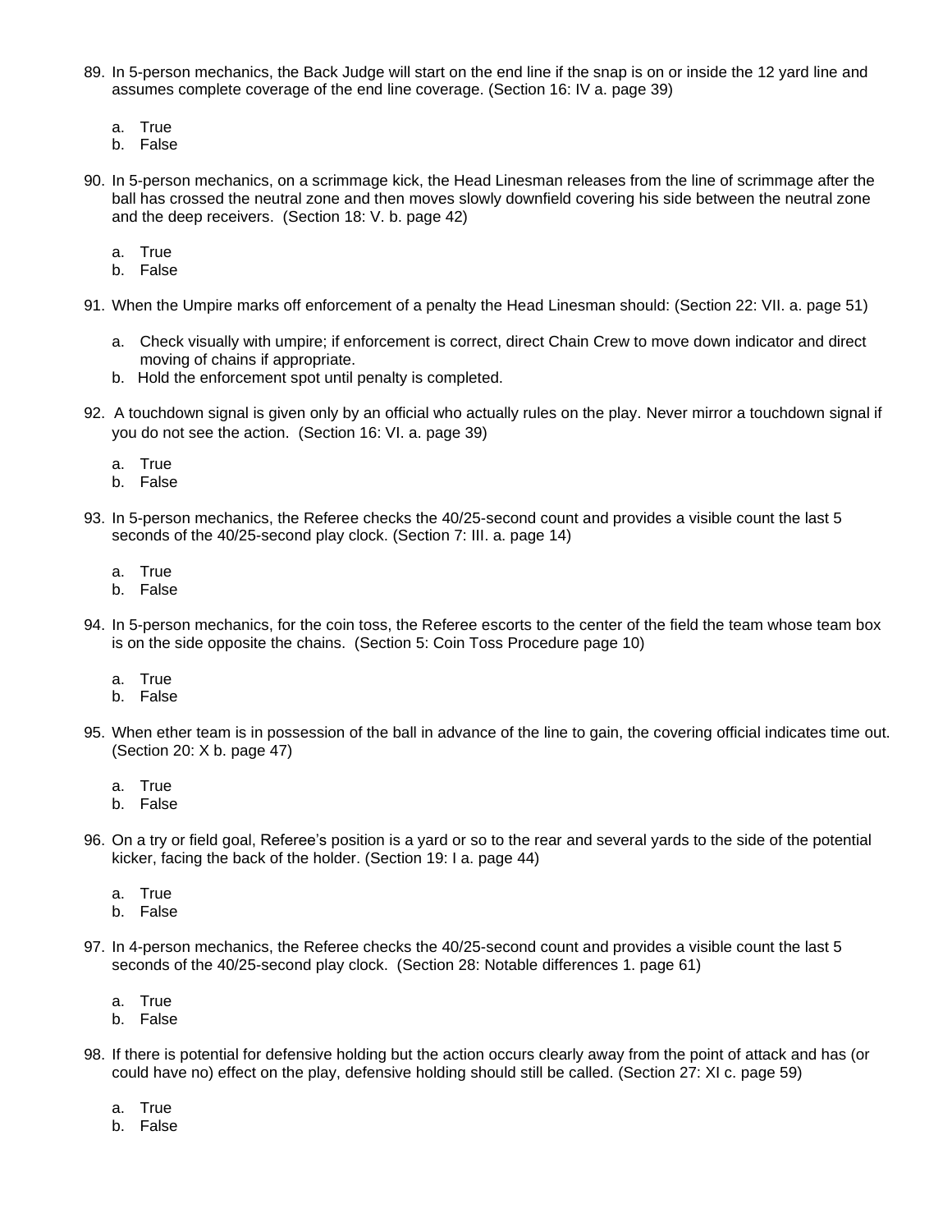89. In 5-person mechanics, the Back Judge will start on the end line if the snap is on or inside the 12 yard line and assumes complete coverage of the end line coverage. (Section 16: IV a. page 39)

    a. True
    b. False

90. In 5-person mechanics, on a scrimmage kick, the Head Linesman releases from the line of scrimmage after the ball has crossed the neutral zone and then moves slowly downfield covering his side between the neutral zone and the deep receivers. (Section 18: V. b. page 42)

    a. True
    b. False

91. When the Umpire marks off enforcement of a penalty the Head Linesman should: (Section 22: VII. a. page 51)

    a. Check visually with umpire; if enforcement is correct, direct Chain Crew to move down indicator and direct moving of chains if appropriate.
    b. Hold the enforcement spot until penalty is completed.

92. A touchdown signal is given only by an official who actually rules on the play. Never mirror a touchdown signal if you do not see the action. (Section 16: VI. a. page 39)

    a. True
    b. False

93. In 5-person mechanics, the Referee checks the 40/25-second count and provides a visible count the last 5 seconds of the 40/25-second play clock. (Section 7: III. a. page 14)

    a. True
    b. False

94. In 5-person mechanics, for the coin toss, the Referee escorts to the center of the field the team whose team box is on the side opposite the chains. (Section 5: Coin Toss Procedure page 10)

    a. True
    b. False

95. When ether team is in possession of the ball in advance of the line to gain, the covering official indicates time out. (Section 20: X b. page 47)

    a. True
    b. False

96. On a try or field goal, Referee's position is a yard or so to the rear and several yards to the side of the potential kicker, facing the back of the holder. (Section 19: I a. page 44)

    a. True
    b. False

97. In 4-person mechanics, the Referee checks the 40/25-second count and provides a visible count the last 5 seconds of the 40/25-second play clock. (Section 28: Notable differences 1. page 61)

    a. True
    b. False

98. If there is potential for defensive holding but the action occurs clearly away from the point of attack and has (or could have no) effect on the play, defensive holding should still be called. (Section 27: XI c. page 59)

    a. True
    b. False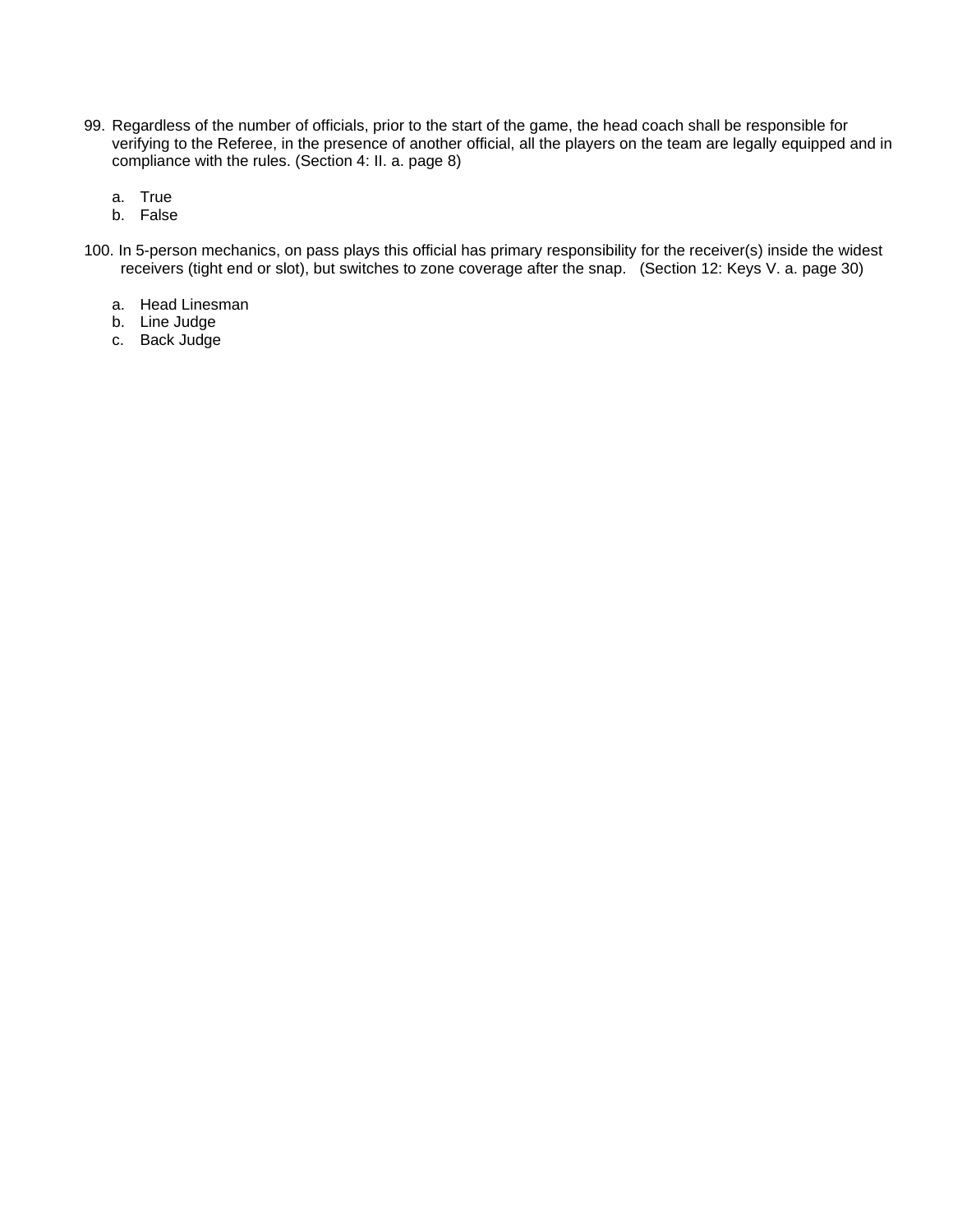99. Regardless of the number of officials, prior to the start of the game, the head coach shall be responsible for verifying to the Referee, in the presence of another official, all the players on the team are legally equipped and in compliance with the rules. (Section 4: II. a. page 8)

    a. True
    b. False

100. In 5-person mechanics, on pass plays this official has primary responsibility for the receiver(s) inside the widest receivers (tight end or slot), but switches to zone coverage after the snap. (Section 12: Keys V. a. page 30)

    a. Head Linesman
    b. Line Judge
    c. Back Judge